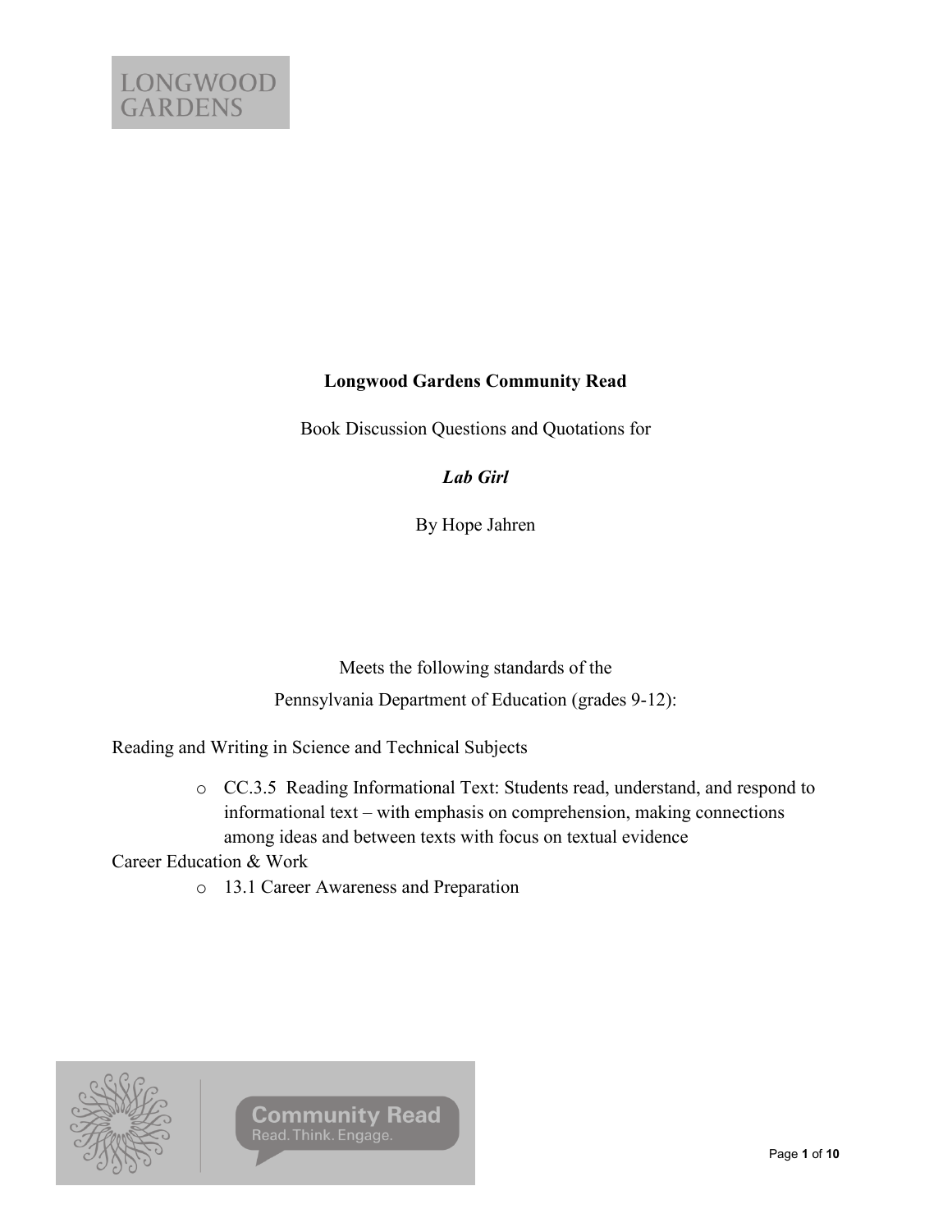LONGWOOD GARDENS

**Longwood Gardens Community Read**

Book Discussion Questions and Quotations for

***Lab Girl***

By Hope Jahren

Meets the following standards of the
Pennsylvania Department of Education (grades 9-12):

Reading and Writing in Science and Technical Subjects

- CC.3.5 Reading Informational Text: Students read, understand, and respond to informational text – with emphasis on comprehension, making connections among ideas and between texts with focus on textual evidence

Career Education & Work

- 13.1 Career Awareness and Preparation

Community Read
Read. Think. Engage.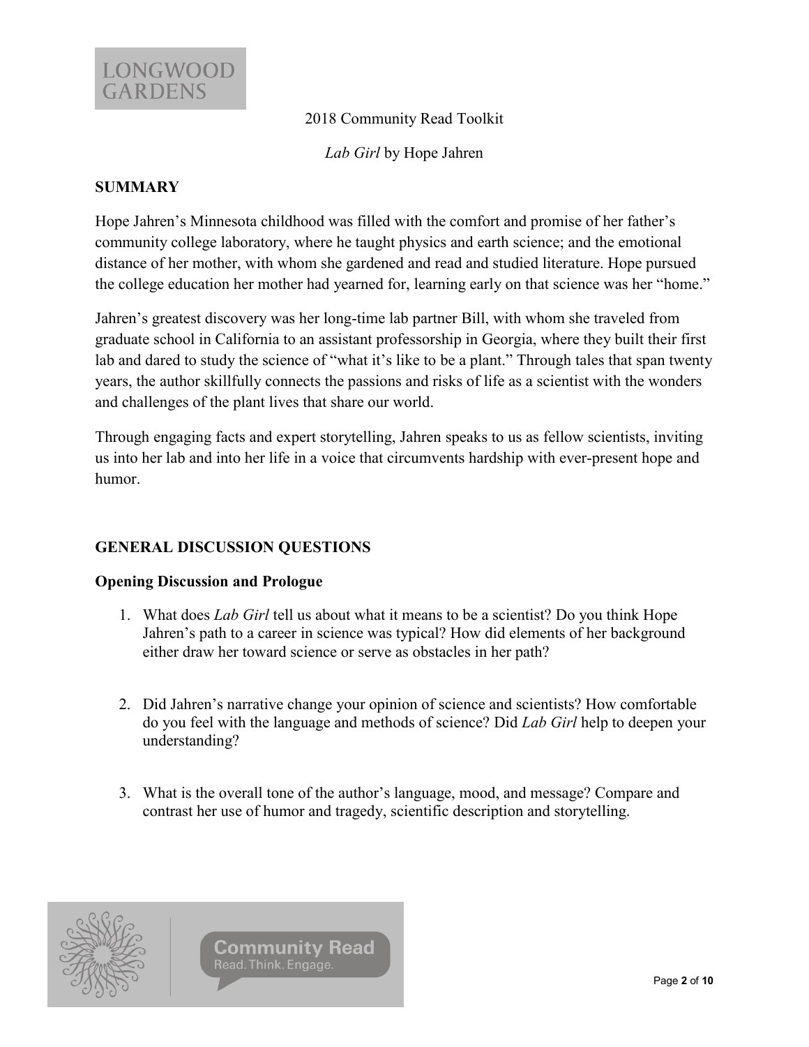2018 Community Read Toolkit

*Lab Girl* by Hope Jahren

## SUMMARY

Hope Jahren's Minnesota childhood was filled with the comfort and promise of her father's community college laboratory, where he taught physics and earth science; and the emotional distance of her mother, with whom she gardened and read and studied literature. Hope pursued the college education her mother had yearned for, learning early on that science was her "home."

Jahren's greatest discovery was her long-time lab partner Bill, with whom she traveled from graduate school in California to an assistant professorship in Georgia, where they built their first lab and dared to study the science of "what it's like to be a plant." Through tales that span twenty years, the author skillfully connects the passions and risks of life as a scientist with the wonders and challenges of the plant lives that share our world.

Through engaging facts and expert storytelling, Jahren speaks to us as fellow scientists, inviting us into her lab and into her life in a voice that circumvents hardship with ever-present hope and humor.

## GENERAL DISCUSSION QUESTIONS

### Opening Discussion and Prologue

1. What does *Lab Girl* tell us about what it means to be a scientist? Do you think Hope Jahren's path to a career in science was typical? How did elements of her background either draw her toward science or serve as obstacles in her path?

2. Did Jahren's narrative change your opinion of science and scientists? How comfortable do you feel with the language and methods of science? Did *Lab Girl* help to deepen your understanding?

3. What is the overall tone of the author's language, mood, and message? Compare and contrast her use of humor and tragedy, scientific description and storytelling.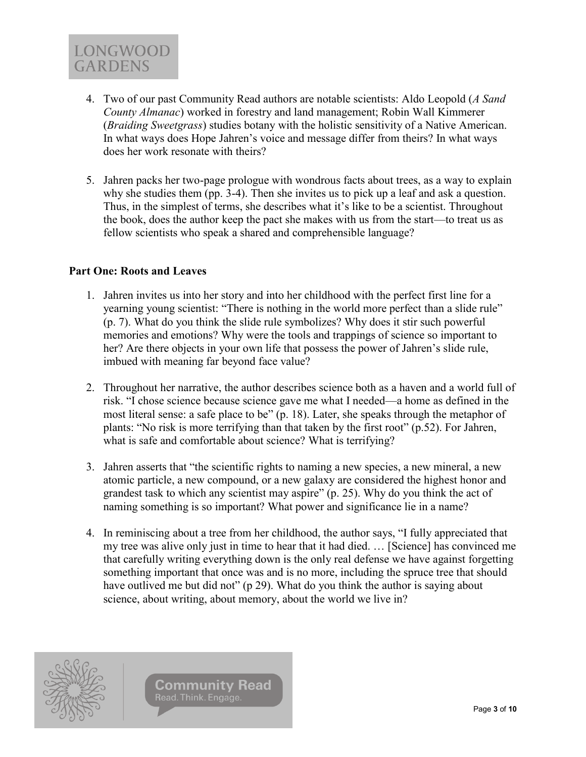4. Two of our past Community Read authors are notable scientists: Aldo Leopold (*A Sand County Almanac*) worked in forestry and land management; Robin Wall Kimmerer (*Braiding Sweetgrass*) studies botany with the holistic sensitivity of a Native American. In what ways does Hope Jahren's voice and message differ from theirs? In what ways does her work resonate with theirs?

5. Jahren packs her two-page prologue with wondrous facts about trees, as a way to explain why she studies them (pp. 3-4). Then she invites us to pick up a leaf and ask a question. Thus, in the simplest of terms, she describes what it's like to be a scientist. Throughout the book, does the author keep the pact she makes with us from the start—to treat us as fellow scientists who speak a shared and comprehensible language?

**Part One: Roots and Leaves**

1. Jahren invites us into her story and into her childhood with the perfect first line for a yearning young scientist: "There is nothing in the world more perfect than a slide rule" (p. 7). What do you think the slide rule symbolizes? Why does it stir such powerful memories and emotions? Why were the tools and trappings of science so important to her? Are there objects in your own life that possess the power of Jahren's slide rule, imbued with meaning far beyond face value?

2. Throughout her narrative, the author describes science both as a haven and a world full of risk. "I chose science because science gave me what I needed—a home as defined in the most literal sense: a safe place to be" (p. 18). Later, she speaks through the metaphor of plants: "No risk is more terrifying than that taken by the first root" (p.52). For Jahren, what is safe and comfortable about science? What is terrifying?

3. Jahren asserts that "the scientific rights to naming a new species, a new mineral, a new atomic particle, a new compound, or a new galaxy are considered the highest honor and grandest task to which any scientist may aspire" (p. 25). Why do you think the act of naming something is so important? What power and significance lie in a name?

4. In reminiscing about a tree from her childhood, the author says, "I fully appreciated that my tree was alive only just in time to hear that it had died. … [Science] has convinced me that carefully writing everything down is the only real defense we have against forgetting something important that once was and is no more, including the spruce tree that should have outlived me but did not" (p 29). What do you think the author is saying about science, about writing, about memory, about the world we live in?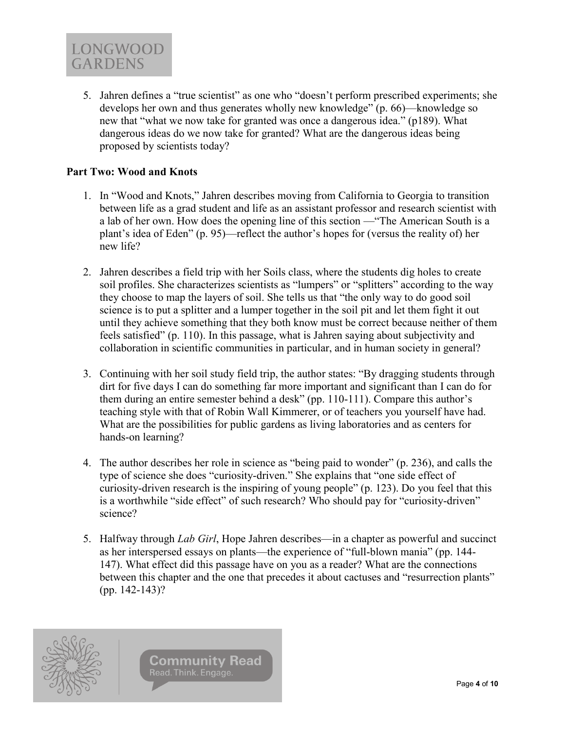5. Jahren defines a "true scientist" as one who "doesn't perform prescribed experiments; she develops her own and thus generates wholly new knowledge" (p. 66)—knowledge so new that "what we now take for granted was once a dangerous idea." (p189). What dangerous ideas do we now take for granted? What are the dangerous ideas being proposed by scientists today?

**Part Two: Wood and Knots**

1. In "Wood and Knots," Jahren describes moving from California to Georgia to transition between life as a grad student and life as an assistant professor and research scientist with a lab of her own. How does the opening line of this section —"The American South is a plant's idea of Eden" (p. 95)—reflect the author's hopes for (versus the reality of) her new life?

2. Jahren describes a field trip with her Soils class, where the students dig holes to create soil profiles. She characterizes scientists as "lumpers" or "splitters" according to the way they choose to map the layers of soil. She tells us that "the only way to do good soil science is to put a splitter and a lumper together in the soil pit and let them fight it out until they achieve something that they both know must be correct because neither of them feels satisfied" (p. 110). In this passage, what is Jahren saying about subjectivity and collaboration in scientific communities in particular, and in human society in general?

3. Continuing with her soil study field trip, the author states: "By dragging students through dirt for five days I can do something far more important and significant than I can do for them during an entire semester behind a desk" (pp. 110-111). Compare this author's teaching style with that of Robin Wall Kimmerer, or of teachers you yourself have had. What are the possibilities for public gardens as living laboratories and as centers for hands-on learning?

4. The author describes her role in science as "being paid to wonder" (p. 236), and calls the type of science she does "curiosity-driven." She explains that "one side effect of curiosity-driven research is the inspiring of young people" (p. 123). Do you feel that this is a worthwhile "side effect" of such research? Who should pay for "curiosity-driven" science?

5. Halfway through *Lab Girl*, Hope Jahren describes—in a chapter as powerful and succinct as her interspersed essays on plants—the experience of "full-blown mania" (pp. 144-147). What effect did this passage have on you as a reader? What are the connections between this chapter and the one that precedes it about cactuses and "resurrection plants" (pp. 142-143)?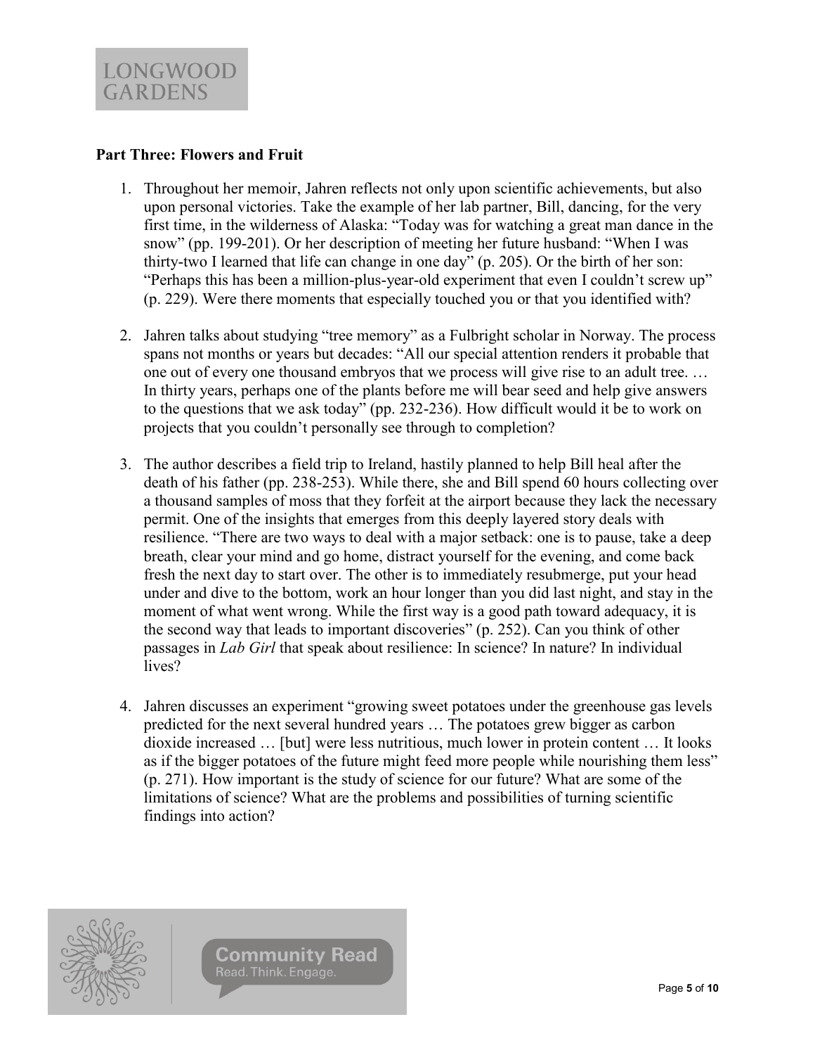**Part Three: Flowers and Fruit**

1. Throughout her memoir, Jahren reflects not only upon scientific achievements, but also upon personal victories. Take the example of her lab partner, Bill, dancing, for the very first time, in the wilderness of Alaska: "Today was for watching a great man dance in the snow" (pp. 199-201). Or her description of meeting her future husband: "When I was thirty-two I learned that life can change in one day" (p. 205). Or the birth of her son: "Perhaps this has been a million-plus-year-old experiment that even I couldn't screw up" (p. 229). Were there moments that especially touched you or that you identified with?

2. Jahren talks about studying "tree memory" as a Fulbright scholar in Norway. The process spans not months or years but decades: "All our special attention renders it probable that one out of every one thousand embryos that we process will give rise to an adult tree. … In thirty years, perhaps one of the plants before me will bear seed and help give answers to the questions that we ask today" (pp. 232-236). How difficult would it be to work on projects that you couldn't personally see through to completion?

3. The author describes a field trip to Ireland, hastily planned to help Bill heal after the death of his father (pp. 238-253). While there, she and Bill spend 60 hours collecting over a thousand samples of moss that they forfeit at the airport because they lack the necessary permit. One of the insights that emerges from this deeply layered story deals with resilience. "There are two ways to deal with a major setback: one is to pause, take a deep breath, clear your mind and go home, distract yourself for the evening, and come back fresh the next day to start over. The other is to immediately resubmerge, put your head under and dive to the bottom, work an hour longer than you did last night, and stay in the moment of what went wrong. While the first way is a good path toward adequacy, it is the second way that leads to important discoveries" (p. 252). Can you think of other passages in *Lab Girl* that speak about resilience: In science? In nature? In individual lives?

4. Jahren discusses an experiment "growing sweet potatoes under the greenhouse gas levels predicted for the next several hundred years … The potatoes grew bigger as carbon dioxide increased … [but] were less nutritious, much lower in protein content … It looks as if the bigger potatoes of the future might feed more people while nourishing them less" (p. 271). How important is the study of science for our future? What are some of the limitations of science? What are the problems and possibilities of turning scientific findings into action?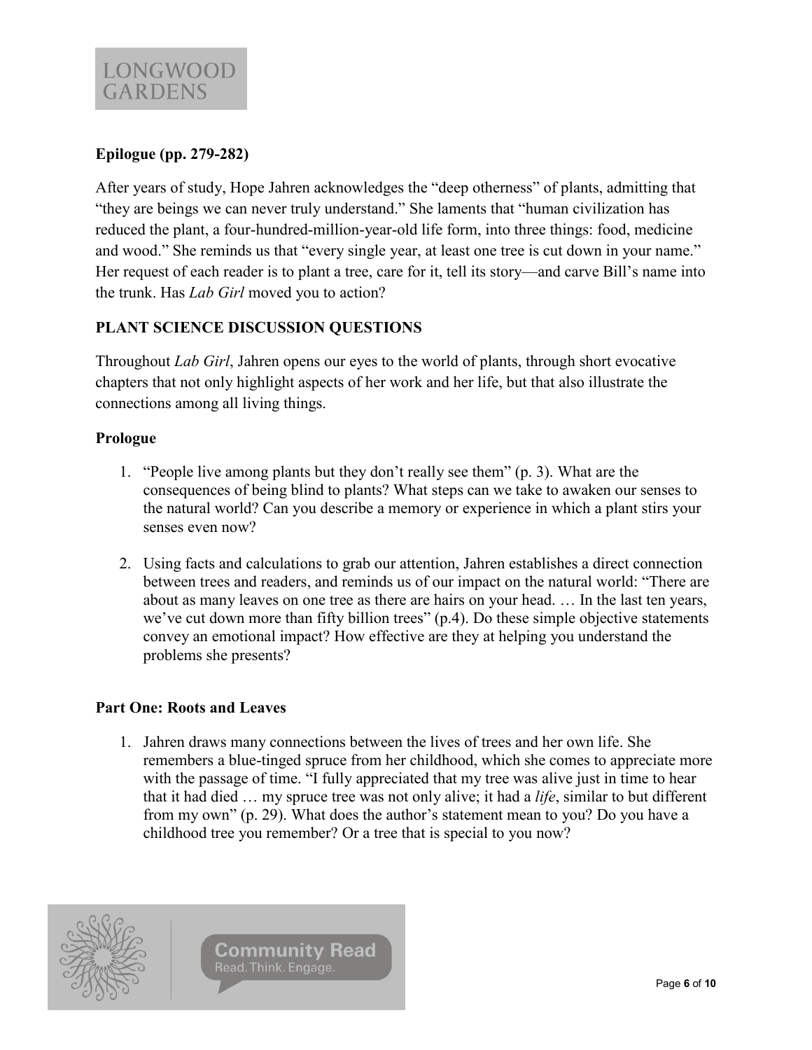**Epilogue (pp. 279-282)**

After years of study, Hope Jahren acknowledges the "deep otherness" of plants, admitting that "they are beings we can never truly understand." She laments that "human civilization has reduced the plant, a four-hundred-million-year-old life form, into three things: food, medicine and wood." She reminds us that "every single year, at least one tree is cut down in your name." Her request of each reader is to plant a tree, care for it, tell its story—and carve Bill's name into the trunk. Has *Lab Girl* moved you to action?

## PLANT SCIENCE DISCUSSION QUESTIONS

Throughout *Lab Girl*, Jahren opens our eyes to the world of plants, through short evocative chapters that not only highlight aspects of her work and her life, but that also illustrate the connections among all living things.

### Prologue

1. "People live among plants but they don't really see them" (p. 3). What are the consequences of being blind to plants? What steps can we take to awaken our senses to the natural world? Can you describe a memory or experience in which a plant stirs your senses even now?

2. Using facts and calculations to grab our attention, Jahren establishes a direct connection between trees and readers, and reminds us of our impact on the natural world: "There are about as many leaves on one tree as there are hairs on your head. … In the last ten years, we've cut down more than fifty billion trees" (p.4). Do these simple objective statements convey an emotional impact? How effective are they at helping you understand the problems she presents?

### Part One: Roots and Leaves

1. Jahren draws many connections between the lives of trees and her own life. She remembers a blue-tinged spruce from her childhood, which she comes to appreciate more with the passage of time. "I fully appreciated that my tree was alive just in time to hear that it had died … my spruce tree was not only alive; it had a *life*, similar to but different from my own" (p. 29). What does the author's statement mean to you? Do you have a childhood tree you remember? Or a tree that is special to you now?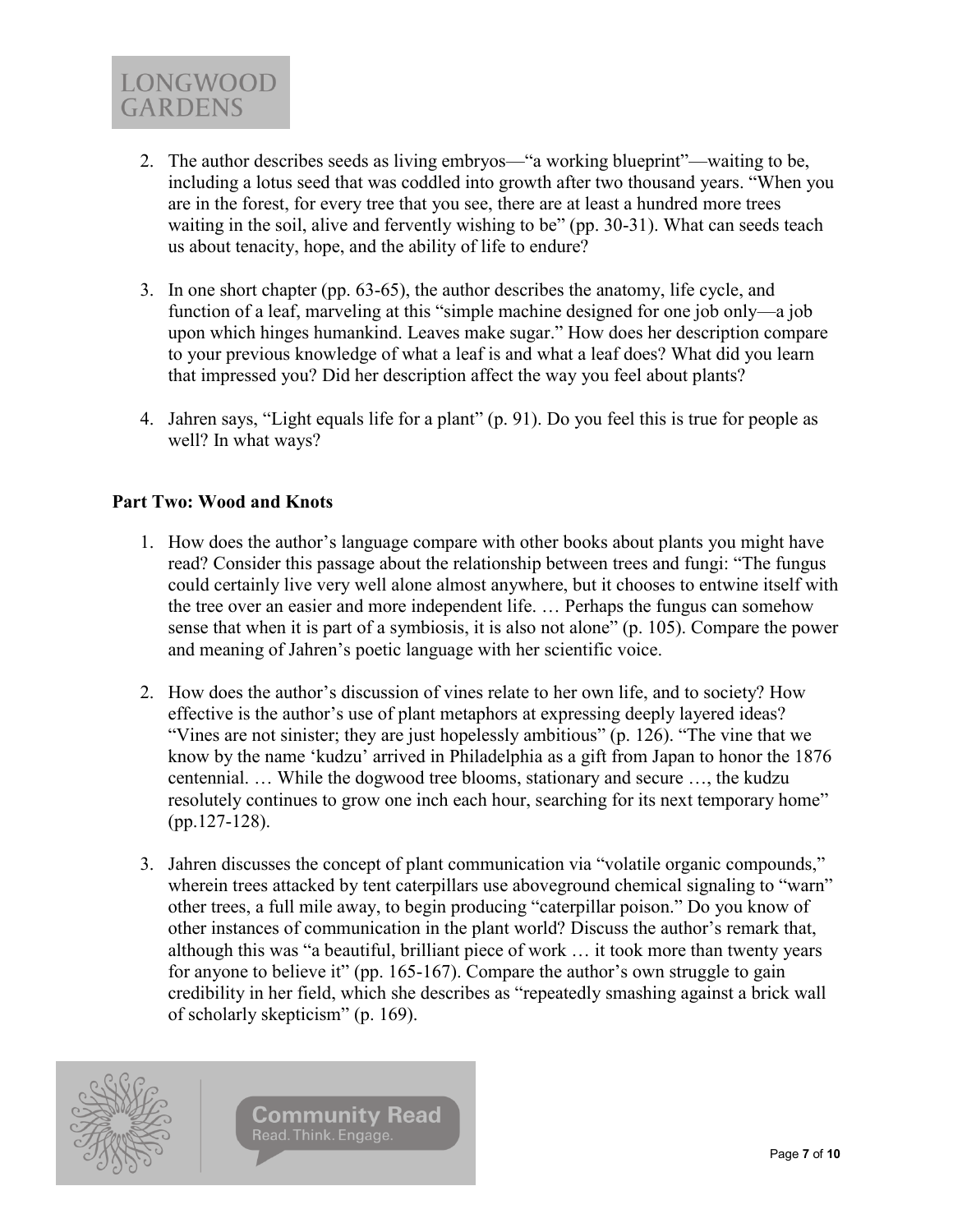2. The author describes seeds as living embryos—"a working blueprint"—waiting to be, including a lotus seed that was coddled into growth after two thousand years. "When you are in the forest, for every tree that you see, there are at least a hundred more trees waiting in the soil, alive and fervently wishing to be" (pp. 30-31). What can seeds teach us about tenacity, hope, and the ability of life to endure?

3. In one short chapter (pp. 63-65), the author describes the anatomy, life cycle, and function of a leaf, marveling at this "simple machine designed for one job only—a job upon which hinges humankind. Leaves make sugar." How does her description compare to your previous knowledge of what a leaf is and what a leaf does? What did you learn that impressed you? Did her description affect the way you feel about plants?

4. Jahren says, "Light equals life for a plant" (p. 91). Do you feel this is true for people as well? In what ways?

**Part Two: Wood and Knots**

1. How does the author's language compare with other books about plants you might have read? Consider this passage about the relationship between trees and fungi: "The fungus could certainly live very well alone almost anywhere, but it chooses to entwine itself with the tree over an easier and more independent life. … Perhaps the fungus can somehow sense that when it is part of a symbiosis, it is also not alone" (p. 105). Compare the power and meaning of Jahren's poetic language with her scientific voice.

2. How does the author's discussion of vines relate to her own life, and to society? How effective is the author's use of plant metaphors at expressing deeply layered ideas? "Vines are not sinister; they are just hopelessly ambitious" (p. 126). "The vine that we know by the name 'kudzu' arrived in Philadelphia as a gift from Japan to honor the 1876 centennial. … While the dogwood tree blooms, stationary and secure …, the kudzu resolutely continues to grow one inch each hour, searching for its next temporary home" (pp.127-128).

3. Jahren discusses the concept of plant communication via "volatile organic compounds," wherein trees attacked by tent caterpillars use aboveground chemical signaling to "warn" other trees, a full mile away, to begin producing "caterpillar poison." Do you know of other instances of communication in the plant world? Discuss the author's remark that, although this was "a beautiful, brilliant piece of work … it took more than twenty years for anyone to believe it" (pp. 165-167). Compare the author's own struggle to gain credibility in her field, which she describes as "repeatedly smashing against a brick wall of scholarly skepticism" (p. 169).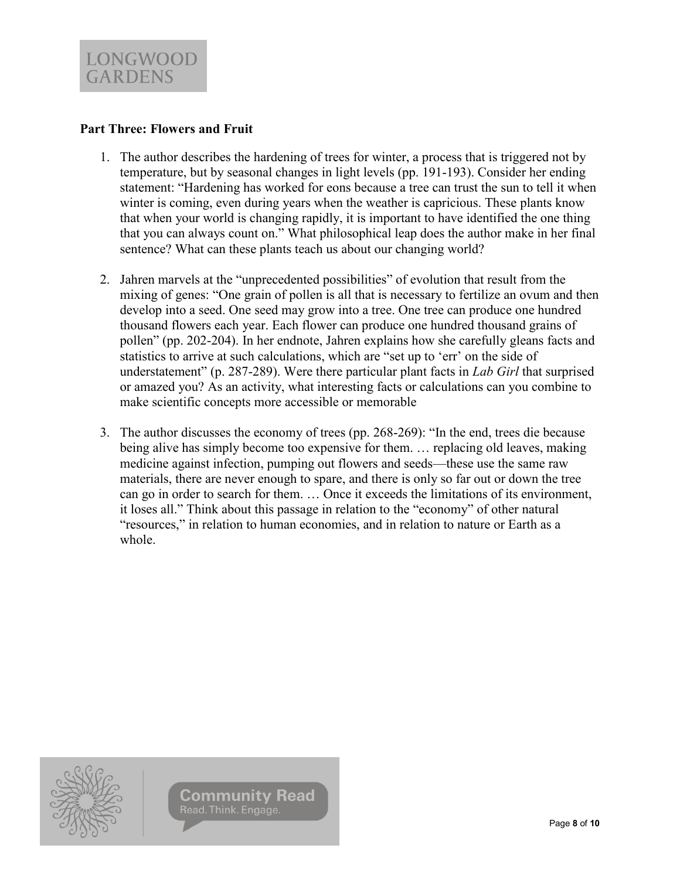**Part Three: Flowers and Fruit**

1. The author describes the hardening of trees for winter, a process that is triggered not by temperature, but by seasonal changes in light levels (pp. 191-193). Consider her ending statement: "Hardening has worked for eons because a tree can trust the sun to tell it when winter is coming, even during years when the weather is capricious. These plants know that when your world is changing rapidly, it is important to have identified the one thing that you can always count on." What philosophical leap does the author make in her final sentence? What can these plants teach us about our changing world?

2. Jahren marvels at the "unprecedented possibilities" of evolution that result from the mixing of genes: "One grain of pollen is all that is necessary to fertilize an ovum and then develop into a seed. One seed may grow into a tree. One tree can produce one hundred thousand flowers each year. Each flower can produce one hundred thousand grains of pollen" (pp. 202-204). In her endnote, Jahren explains how she carefully gleans facts and statistics to arrive at such calculations, which are "set up to 'err' on the side of understatement" (p. 287-289). Were there particular plant facts in *Lab Girl* that surprised or amazed you? As an activity, what interesting facts or calculations can you combine to make scientific concepts more accessible or memorable

3. The author discusses the economy of trees (pp. 268-269): "In the end, trees die because being alive has simply become too expensive for them. … replacing old leaves, making medicine against infection, pumping out flowers and seeds—these use the same raw materials, there are never enough to spare, and there is only so far out or down the tree can go in order to search for them. … Once it exceeds the limitations of its environment, it loses all." Think about this passage in relation to the "economy" of other natural "resources," in relation to human economies, and in relation to nature or Earth as a whole.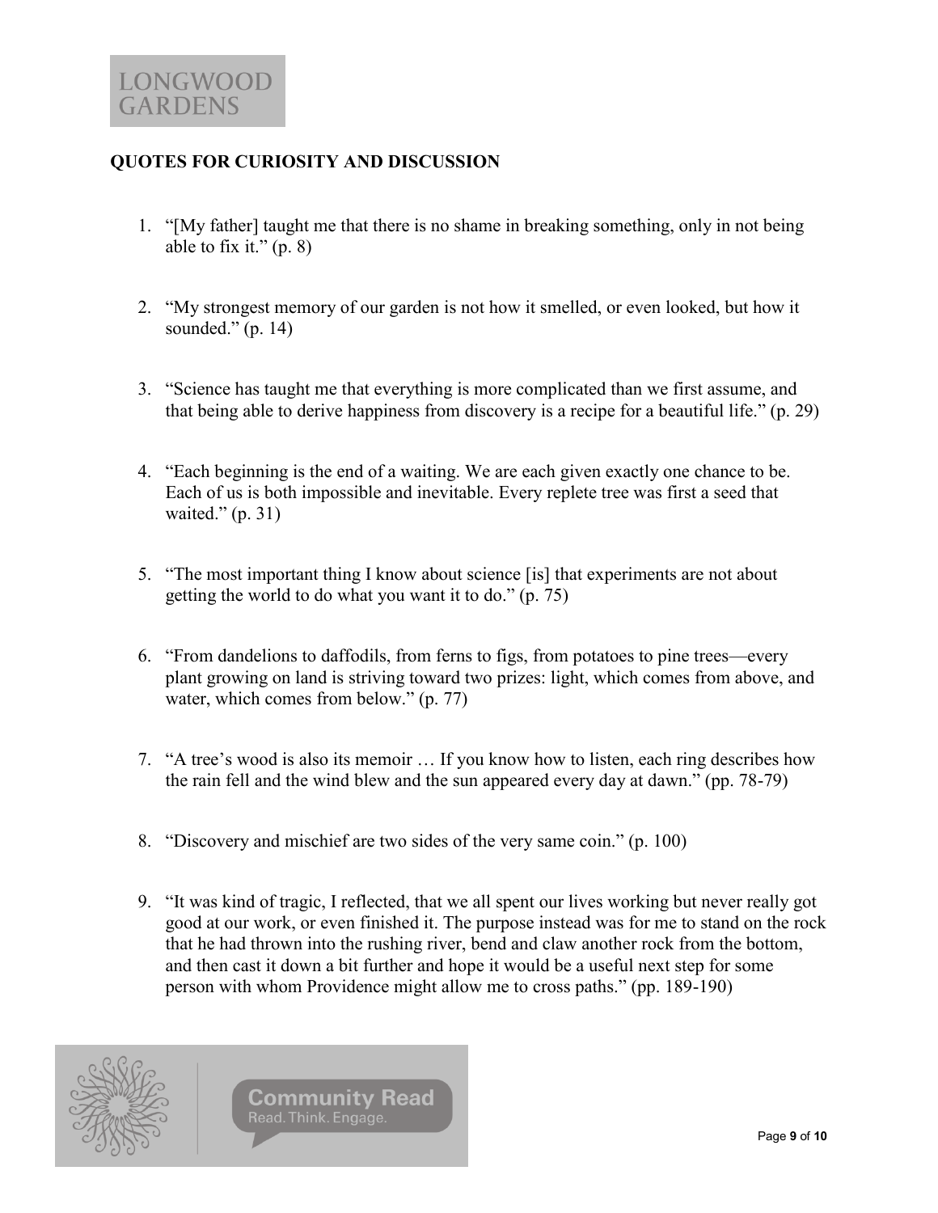## QUOTES FOR CURIOSITY AND DISCUSSION

1. "[My father] taught me that there is no shame in breaking something, only in not being able to fix it." (p. 8)

2. "My strongest memory of our garden is not how it smelled, or even looked, but how it sounded." (p. 14)

3. "Science has taught me that everything is more complicated than we first assume, and that being able to derive happiness from discovery is a recipe for a beautiful life." (p. 29)

4. "Each beginning is the end of a waiting. We are each given exactly one chance to be. Each of us is both impossible and inevitable. Every replete tree was first a seed that waited." (p. 31)

5. "The most important thing I know about science [is] that experiments are not about getting the world to do what you want it to do." (p. 75)

6. "From dandelions to daffodils, from ferns to figs, from potatoes to pine trees—every plant growing on land is striving toward two prizes: light, which comes from above, and water, which comes from below." (p. 77)

7. "A tree's wood is also its memoir … If you know how to listen, each ring describes how the rain fell and the wind blew and the sun appeared every day at dawn." (pp. 78-79)

8. "Discovery and mischief are two sides of the very same coin." (p. 100)

9. "It was kind of tragic, I reflected, that we all spent our lives working but never really got good at our work, or even finished it. The purpose instead was for me to stand on the rock that he had thrown into the rushing river, bend and claw another rock from the bottom, and then cast it down a bit further and hope it would be a useful next step for some person with whom Providence might allow me to cross paths." (pp. 189-190)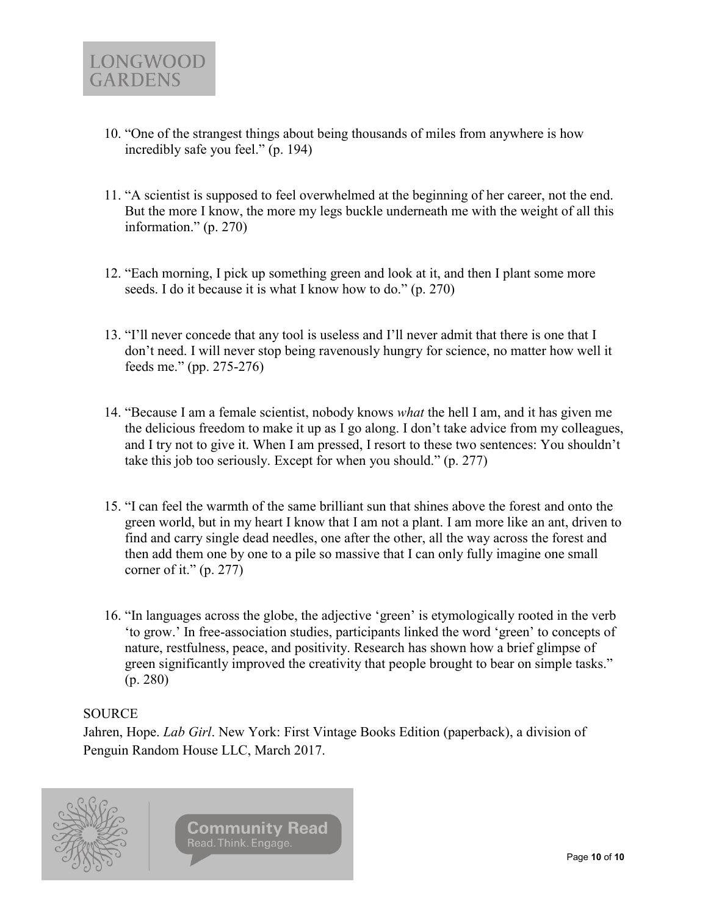10. "One of the strangest things about being thousands of miles from anywhere is how incredibly safe you feel." (p. 194)

11. "A scientist is supposed to feel overwhelmed at the beginning of her career, not the end. But the more I know, the more my legs buckle underneath me with the weight of all this information." (p. 270)

12. "Each morning, I pick up something green and look at it, and then I plant some more seeds. I do it because it is what I know how to do." (p. 270)

13. "I'll never concede that any tool is useless and I'll never admit that there is one that I don't need. I will never stop being ravenously hungry for science, no matter how well it feeds me." (pp. 275-276)

14. "Because I am a female scientist, nobody knows *what* the hell I am, and it has given me the delicious freedom to make it up as I go along. I don't take advice from my colleagues, and I try not to give it. When I am pressed, I resort to these two sentences: You shouldn't take this job too seriously. Except for when you should." (p. 277)

15. "I can feel the warmth of the same brilliant sun that shines above the forest and onto the green world, but in my heart I know that I am not a plant. I am more like an ant, driven to find and carry single dead needles, one after the other, all the way across the forest and then add them one by one to a pile so massive that I can only fully imagine one small corner of it." (p. 277)

16. "In languages across the globe, the adjective 'green' is etymologically rooted in the verb 'to grow.' In free-association studies, participants linked the word 'green' to concepts of nature, restfulness, peace, and positivity. Research has shown how a brief glimpse of green significantly improved the creativity that people brought to bear on simple tasks." (p. 280)

SOURCE

Jahren, Hope. *Lab Girl*. New York: First Vintage Books Edition (paperback), a division of Penguin Random House LLC, March 2017.